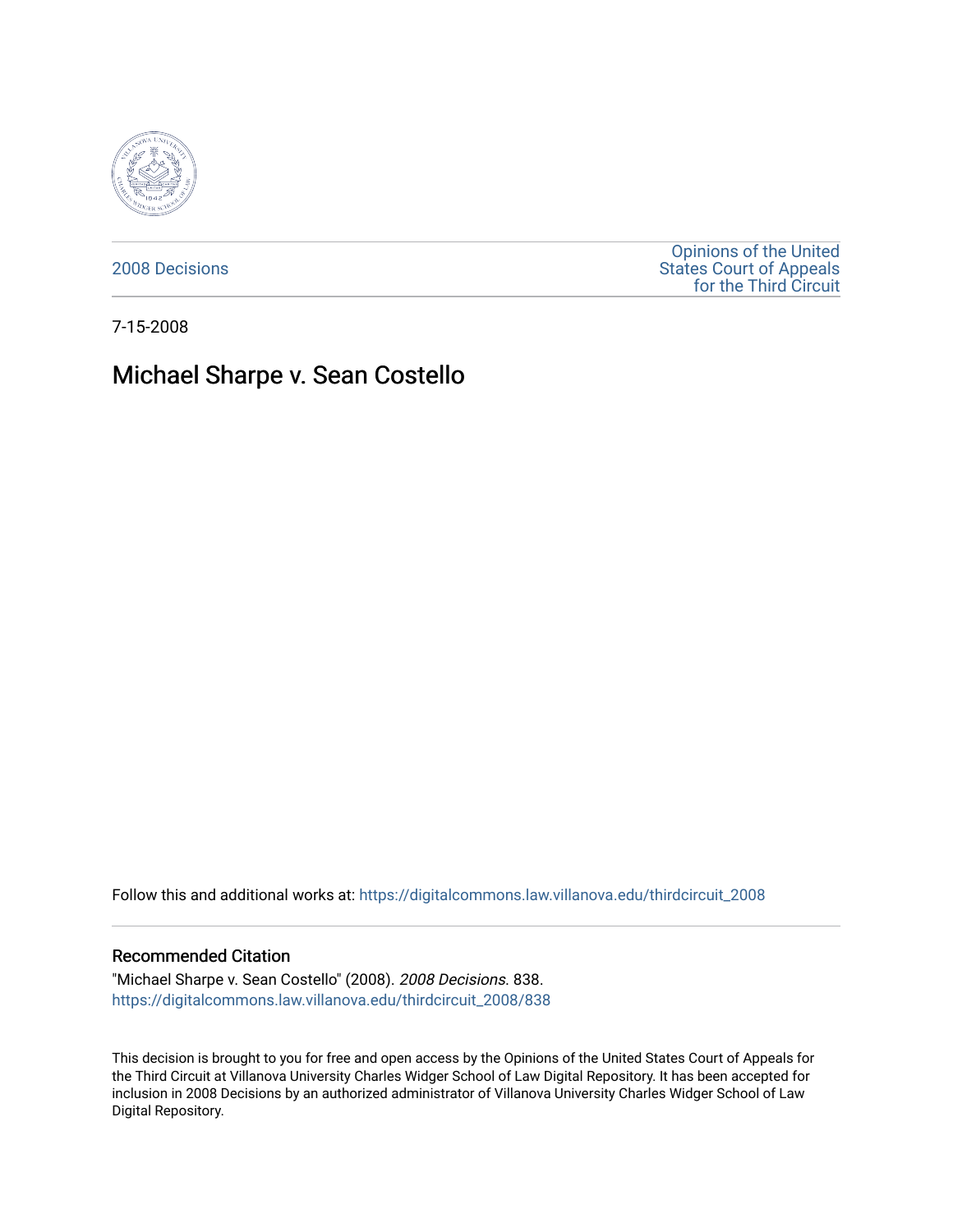2008 Decisions

Opinions of the United States Court of Appeals for the Third Circuit

7-15-2008

# Michael Sharpe v. Sean Costello

Follow this and additional works at: https://digitalcommons.law.villanova.edu/thirdcircuit_2008

## Recommended Citation

"Michael Sharpe v. Sean Costello" (2008). *2008 Decisions*. 838.
https://digitalcommons.law.villanova.edu/thirdcircuit_2008/838

This decision is brought to you for free and open access by the Opinions of the United States Court of Appeals for the Third Circuit at Villanova University Charles Widger School of Law Digital Repository. It has been accepted for inclusion in 2008 Decisions by an authorized administrator of Villanova University Charles Widger School of Law Digital Repository.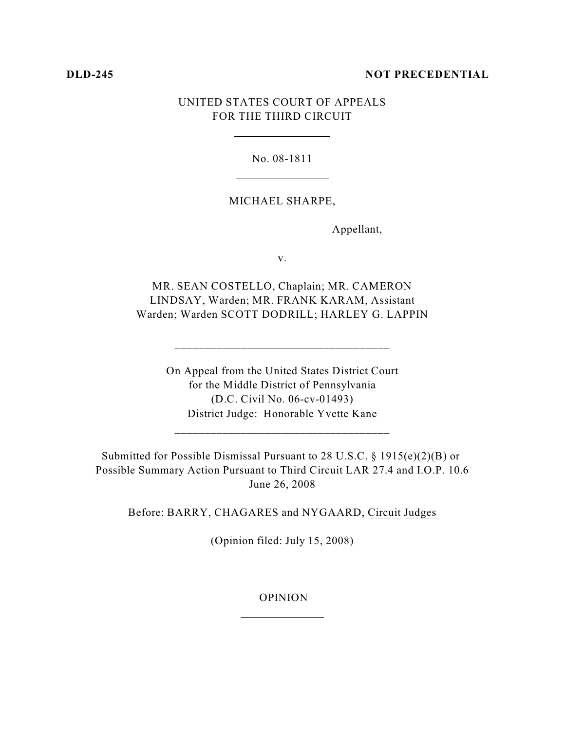**DLD-245** **NOT PRECEDENTIAL**

UNITED STATES COURT OF APPEALS
FOR THE THIRD CIRCUIT

---

No. 08-1811

---

MICHAEL SHARPE,

Appellant,

v.

MR. SEAN COSTELLO, Chaplain; MR. CAMERON LINDSAY, Warden; MR. FRANK KARAM, Assistant Warden; Warden SCOTT DODRILL; HARLEY G. LAPPIN

---

On Appeal from the United States District Court
for the Middle District of Pennsylvania
(D.C. Civil No. 06-cv-01493)
District Judge: Honorable Yvette Kane

---

Submitted for Possible Dismissal Pursuant to 28 U.S.C. § 1915(e)(2)(B) or Possible Summary Action Pursuant to Third Circuit LAR 27.4 and I.O.P. 10.6
June 26, 2008

Before: BARRY, CHAGARES and NYGAARD, Circuit Judges

(Opinion filed: July 15, 2008)

---

OPINION

---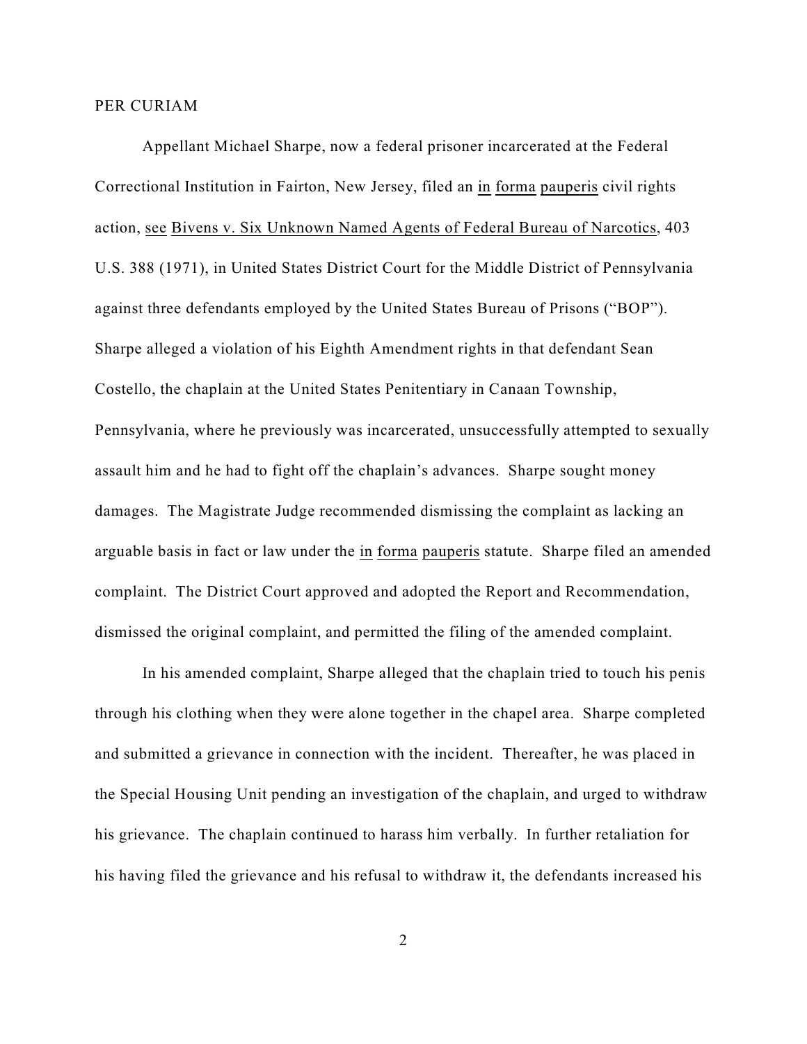PER CURIAM

Appellant Michael Sharpe, now a federal prisoner incarcerated at the Federal Correctional Institution in Fairton, New Jersey, filed an in forma pauperis civil rights action, see Bivens v. Six Unknown Named Agents of Federal Bureau of Narcotics, 403 U.S. 388 (1971), in United States District Court for the Middle District of Pennsylvania against three defendants employed by the United States Bureau of Prisons ("BOP"). Sharpe alleged a violation of his Eighth Amendment rights in that defendant Sean Costello, the chaplain at the United States Penitentiary in Canaan Township, Pennsylvania, where he previously was incarcerated, unsuccessfully attempted to sexually assault him and he had to fight off the chaplain's advances. Sharpe sought money damages. The Magistrate Judge recommended dismissing the complaint as lacking an arguable basis in fact or law under the in forma pauperis statute. Sharpe filed an amended complaint. The District Court approved and adopted the Report and Recommendation, dismissed the original complaint, and permitted the filing of the amended complaint.

In his amended complaint, Sharpe alleged that the chaplain tried to touch his penis through his clothing when they were alone together in the chapel area. Sharpe completed and submitted a grievance in connection with the incident. Thereafter, he was placed in the Special Housing Unit pending an investigation of the chaplain, and urged to withdraw his grievance. The chaplain continued to harass him verbally. In further retaliation for his having filed the grievance and his refusal to withdraw it, the defendants increased his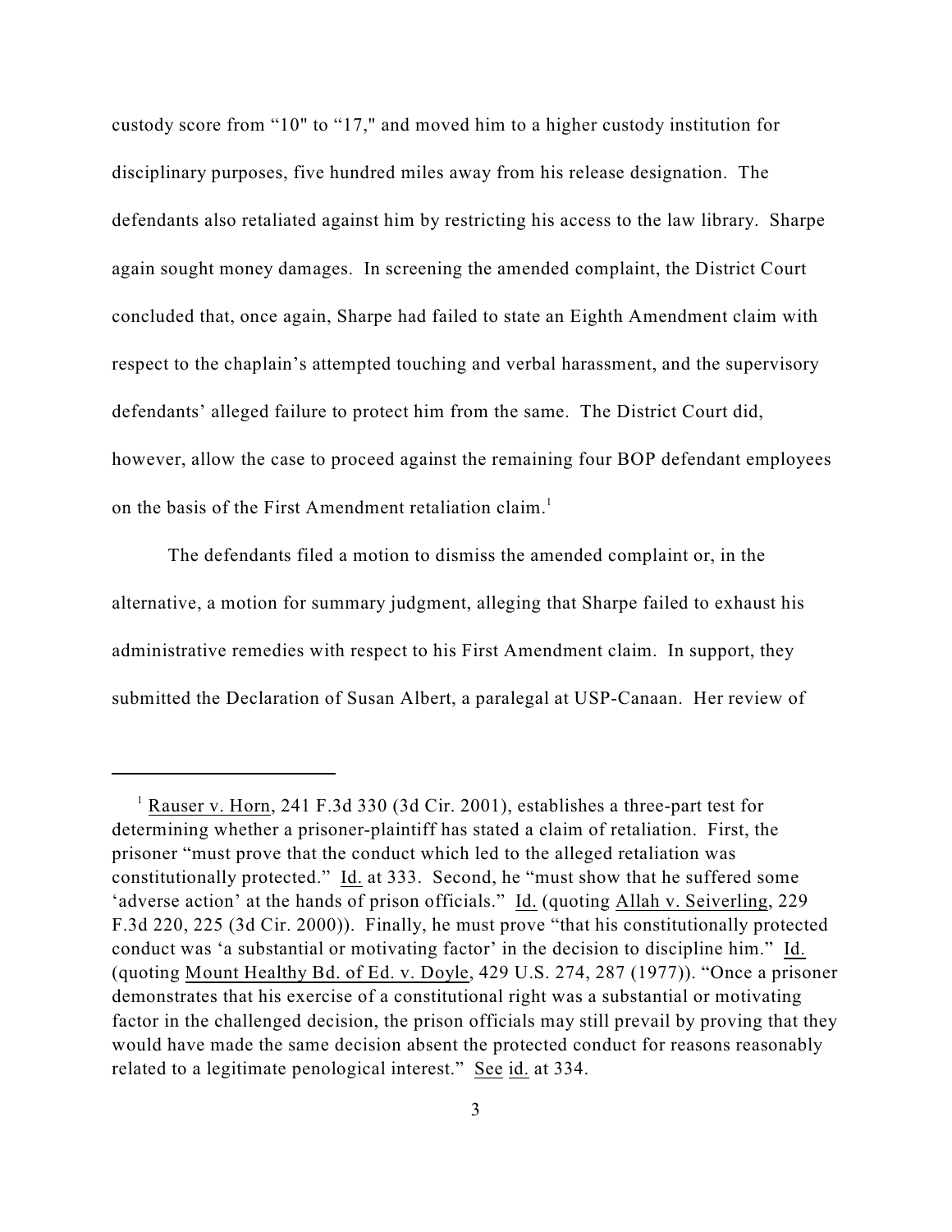custody score from "10" to "17," and moved him to a higher custody institution for disciplinary purposes, five hundred miles away from his release designation. The defendants also retaliated against him by restricting his access to the law library. Sharpe again sought money damages. In screening the amended complaint, the District Court concluded that, once again, Sharpe had failed to state an Eighth Amendment claim with respect to the chaplain's attempted touching and verbal harassment, and the supervisory defendants' alleged failure to protect him from the same. The District Court did, however, allow the case to proceed against the remaining four BOP defendant employees on the basis of the First Amendment retaliation claim.[1]

The defendants filed a motion to dismiss the amended complaint or, in the alternative, a motion for summary judgment, alleging that Sharpe failed to exhaust his administrative remedies with respect to his First Amendment claim. In support, they submitted the Declaration of Susan Albert, a paralegal at USP-Canaan. Her review of

---

[1] Rauser v. Horn, 241 F.3d 330 (3d Cir. 2001), establishes a three-part test for determining whether a prisoner-plaintiff has stated a claim of retaliation. First, the prisoner "must prove that the conduct which led to the alleged retaliation was constitutionally protected." Id. at 333. Second, he "must show that he suffered some 'adverse action' at the hands of prison officials." Id. (quoting Allah v. Seiverling, 229 F.3d 220, 225 (3d Cir. 2000)). Finally, he must prove "that his constitutionally protected conduct was 'a substantial or motivating factor' in the decision to discipline him." Id. (quoting Mount Healthy Bd. of Ed. v. Doyle, 429 U.S. 274, 287 (1977)). "Once a prisoner demonstrates that his exercise of a constitutional right was a substantial or motivating factor in the challenged decision, the prison officials may still prevail by proving that they would have made the same decision absent the protected conduct for reasons reasonably related to a legitimate penological interest." See id. at 334.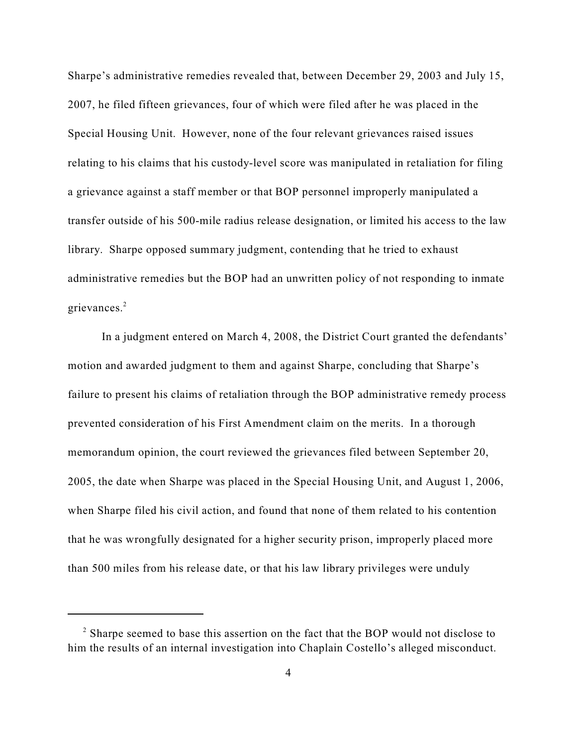Sharpe's administrative remedies revealed that, between December 29, 2003 and July 15, 2007, he filed fifteen grievances, four of which were filed after he was placed in the Special Housing Unit. However, none of the four relevant grievances raised issues relating to his claims that his custody-level score was manipulated in retaliation for filing a grievance against a staff member or that BOP personnel improperly manipulated a transfer outside of his 500-mile radius release designation, or limited his access to the law library. Sharpe opposed summary judgment, contending that he tried to exhaust administrative remedies but the BOP had an unwritten policy of not responding to inmate grievances.[2]

In a judgment entered on March 4, 2008, the District Court granted the defendants' motion and awarded judgment to them and against Sharpe, concluding that Sharpe's failure to present his claims of retaliation through the BOP administrative remedy process prevented consideration of his First Amendment claim on the merits. In a thorough memorandum opinion, the court reviewed the grievances filed between September 20, 2005, the date when Sharpe was placed in the Special Housing Unit, and August 1, 2006, when Sharpe filed his civil action, and found that none of them related to his contention that he was wrongfully designated for a higher security prison, improperly placed more than 500 miles from his release date, or that his law library privileges were unduly

---

[2] Sharpe seemed to base this assertion on the fact that the BOP would not disclose to him the results of an internal investigation into Chaplain Costello's alleged misconduct.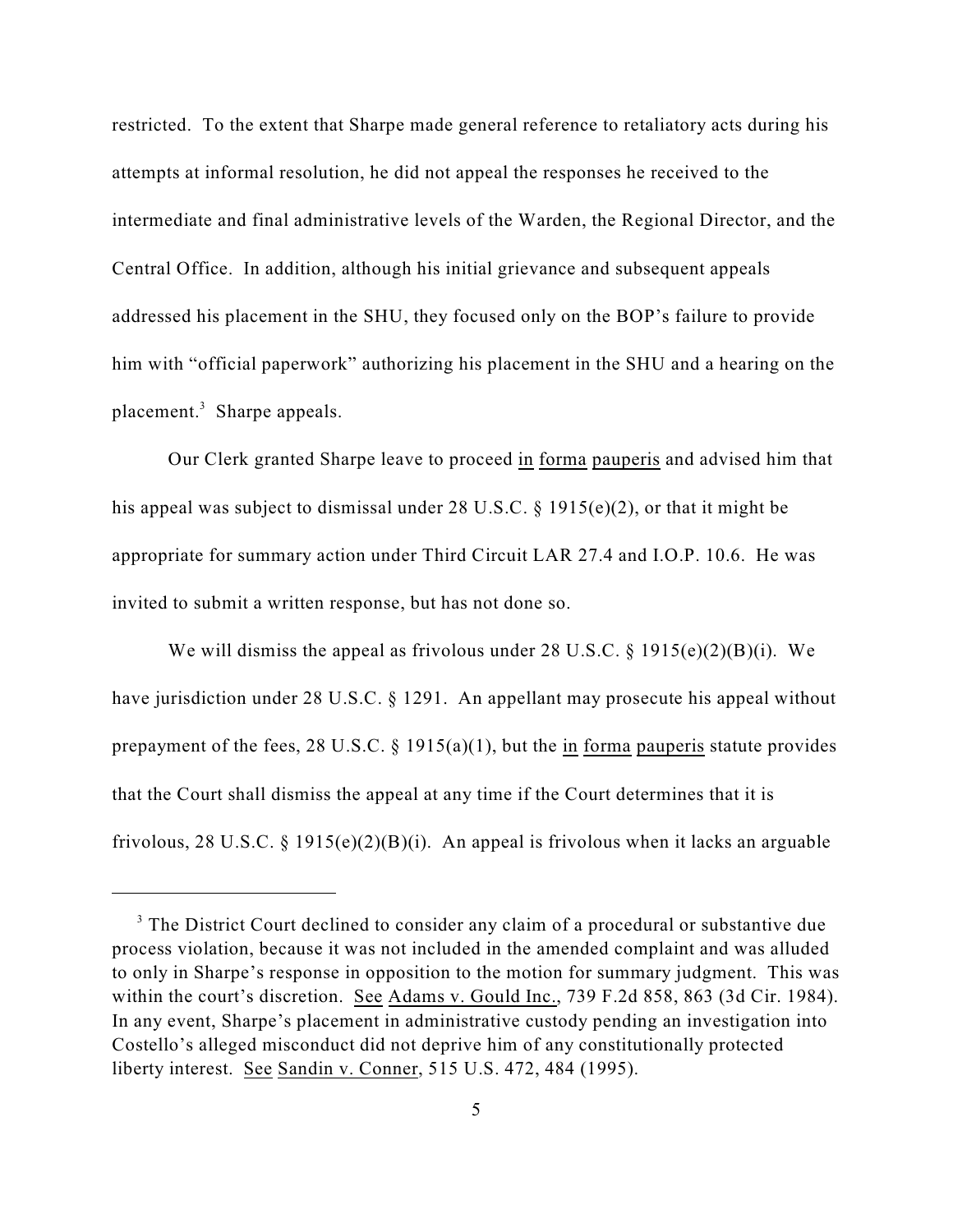restricted. To the extent that Sharpe made general reference to retaliatory acts during his attempts at informal resolution, he did not appeal the responses he received to the intermediate and final administrative levels of the Warden, the Regional Director, and the Central Office. In addition, although his initial grievance and subsequent appeals addressed his placement in the SHU, they focused only on the BOP's failure to provide him with "official paperwork" authorizing his placement in the SHU and a hearing on the placement.[3] Sharpe appeals.

Our Clerk granted Sharpe leave to proceed in forma pauperis and advised him that his appeal was subject to dismissal under 28 U.S.C. § 1915(e)(2), or that it might be appropriate for summary action under Third Circuit LAR 27.4 and I.O.P. 10.6. He was invited to submit a written response, but has not done so.

We will dismiss the appeal as frivolous under 28 U.S.C. § 1915(e)(2)(B)(i). We have jurisdiction under 28 U.S.C. § 1291. An appellant may prosecute his appeal without prepayment of the fees, 28 U.S.C. § 1915(a)(1), but the in forma pauperis statute provides that the Court shall dismiss the appeal at any time if the Court determines that it is frivolous, 28 U.S.C. § 1915(e)(2)(B)(i). An appeal is frivolous when it lacks an arguable

---

[3] The District Court declined to consider any claim of a procedural or substantive due process violation, because it was not included in the amended complaint and was alluded to only in Sharpe's response in opposition to the motion for summary judgment. This was within the court's discretion. See Adams v. Gould Inc., 739 F.2d 858, 863 (3d Cir. 1984). In any event, Sharpe's placement in administrative custody pending an investigation into Costello's alleged misconduct did not deprive him of any constitutionally protected liberty interest. See Sandin v. Conner, 515 U.S. 472, 484 (1995).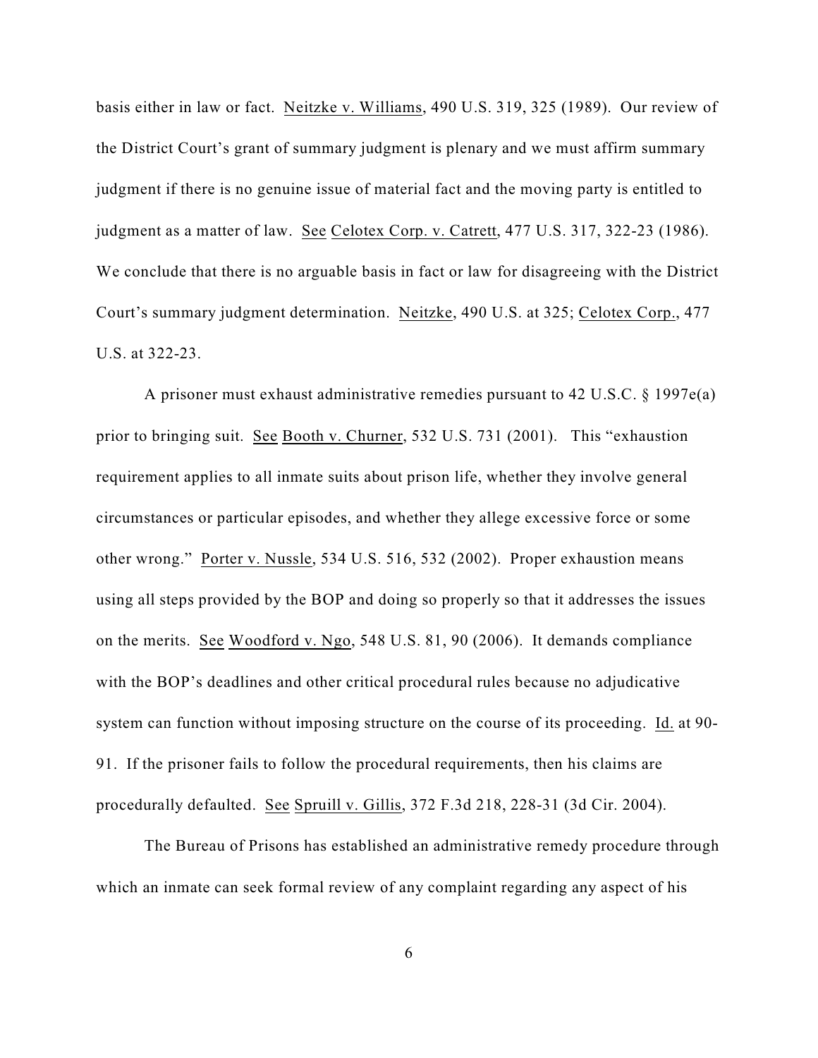basis either in law or fact. Neitzke v. Williams, 490 U.S. 319, 325 (1989). Our review of the District Court's grant of summary judgment is plenary and we must affirm summary judgment if there is no genuine issue of material fact and the moving party is entitled to judgment as a matter of law. See Celotex Corp. v. Catrett, 477 U.S. 317, 322-23 (1986). We conclude that there is no arguable basis in fact or law for disagreeing with the District Court's summary judgment determination. Neitzke, 490 U.S. at 325; Celotex Corp., 477 U.S. at 322-23.

A prisoner must exhaust administrative remedies pursuant to 42 U.S.C. § 1997e(a) prior to bringing suit. See Booth v. Churner, 532 U.S. 731 (2001). This "exhaustion requirement applies to all inmate suits about prison life, whether they involve general circumstances or particular episodes, and whether they allege excessive force or some other wrong." Porter v. Nussle, 534 U.S. 516, 532 (2002). Proper exhaustion means using all steps provided by the BOP and doing so properly so that it addresses the issues on the merits. See Woodford v. Ngo, 548 U.S. 81, 90 (2006). It demands compliance with the BOP's deadlines and other critical procedural rules because no adjudicative system can function without imposing structure on the course of its proceeding. Id. at 90-91. If the prisoner fails to follow the procedural requirements, then his claims are procedurally defaulted. See Spruill v. Gillis, 372 F.3d 218, 228-31 (3d Cir. 2004).

The Bureau of Prisons has established an administrative remedy procedure through which an inmate can seek formal review of any complaint regarding any aspect of his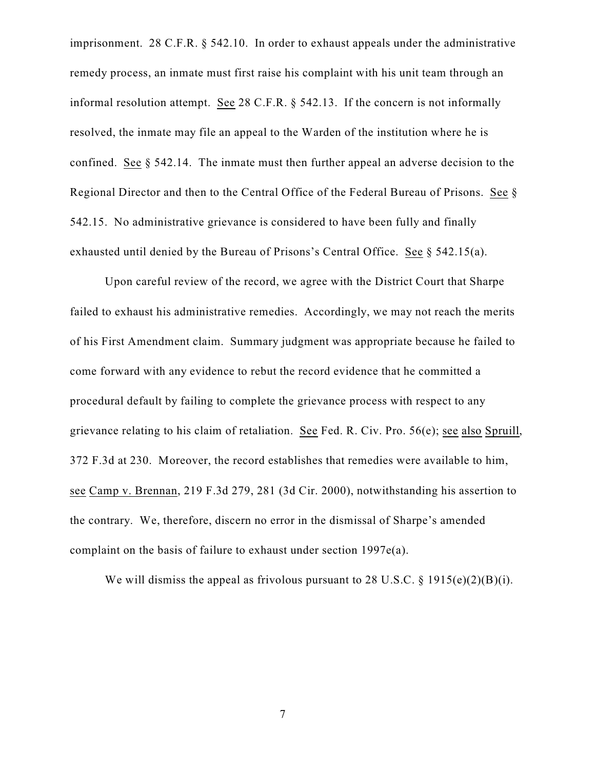imprisonment. 28 C.F.R. § 542.10. In order to exhaust appeals under the administrative remedy process, an inmate must first raise his complaint with his unit team through an informal resolution attempt. See 28 C.F.R. § 542.13. If the concern is not informally resolved, the inmate may file an appeal to the Warden of the institution where he is confined. See § 542.14. The inmate must then further appeal an adverse decision to the Regional Director and then to the Central Office of the Federal Bureau of Prisons. See § 542.15. No administrative grievance is considered to have been fully and finally exhausted until denied by the Bureau of Prisons's Central Office. See § 542.15(a).

Upon careful review of the record, we agree with the District Court that Sharpe failed to exhaust his administrative remedies. Accordingly, we may not reach the merits of his First Amendment claim. Summary judgment was appropriate because he failed to come forward with any evidence to rebut the record evidence that he committed a procedural default by failing to complete the grievance process with respect to any grievance relating to his claim of retaliation. See Fed. R. Civ. Pro. 56(e); see also Spruill, 372 F.3d at 230. Moreover, the record establishes that remedies were available to him, see Camp v. Brennan, 219 F.3d 279, 281 (3d Cir. 2000), notwithstanding his assertion to the contrary. We, therefore, discern no error in the dismissal of Sharpe's amended complaint on the basis of failure to exhaust under section 1997e(a).

We will dismiss the appeal as frivolous pursuant to 28 U.S.C. § 1915(e)(2)(B)(i).